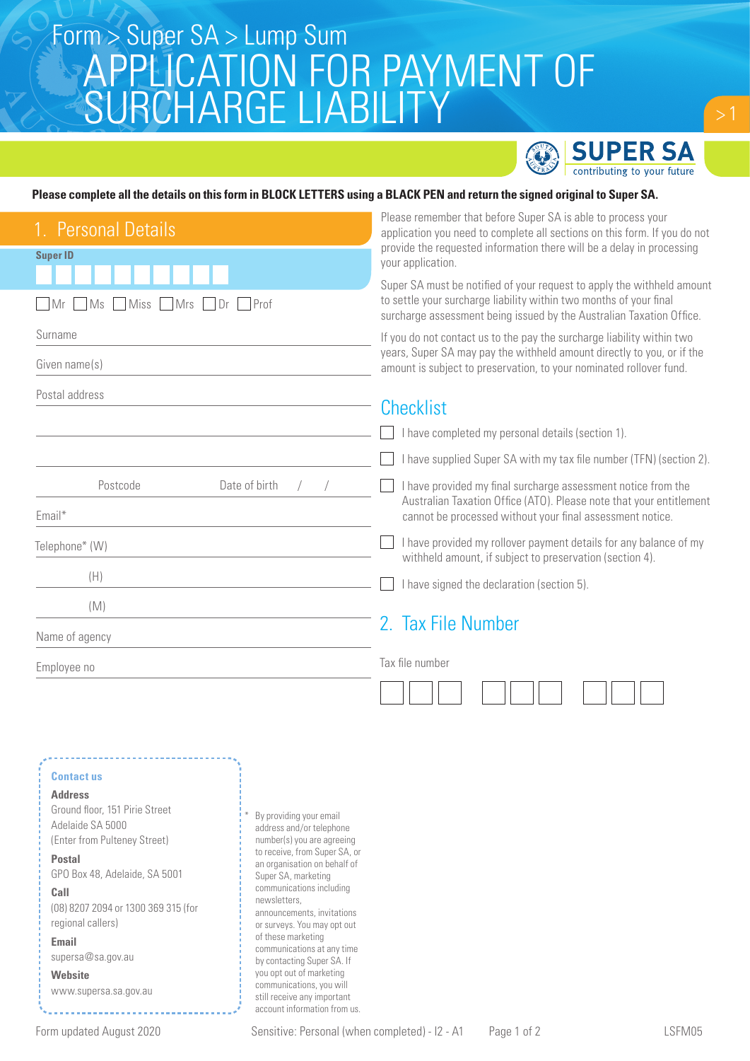Form > Super SA > Lump Sum

# APPLICATION FOR PAYMENT OF SURCHARGE LIABILITY

SUPER SA
contributing to your future

**Please complete all the details on this form in BLOCK LETTERS using a BLACK PEN and return the signed original to Super SA.**

## 1. Personal Details

**Super ID**

☐ Mr ☐ Ms ☐ Miss ☐ Mrs ☐ Dr ☐ Prof

Surname

Given name(s)

Postal address

Postcode Date of birth / /

Email*

Telephone* (W)

(H)

(M)

Name of agency

Employee no

Please remember that before Super SA is able to process your application you need to complete all sections on this form. If you do not provide the requested information there will be a delay in processing your application.

Super SA must be notified of your request to apply the withheld amount to settle your surcharge liability within two months of your final surcharge assessment being issued by the Australian Taxation Office.

If you do not contact us to the pay the surcharge liability within two years, Super SA may pay the withheld amount directly to you, or if the amount is subject to preservation, to your nominated rollover fund.

## Checklist

- ☐ I have completed my personal details (section 1).
- ☐ I have supplied Super SA with my tax file number (TFN) (section 2).
- ☐ I have provided my final surcharge assessment notice from the Australian Taxation Office (ATO). Please note that your entitlement cannot be processed without your final assessment notice.
- ☐ I have provided my rollover payment details for any balance of my withheld amount, if subject to preservation (section 4).
- ☐ I have signed the declaration (section 5).

## 2. Tax File Number

Tax file number

**Contact us**

**Address**
Ground floor, 151 Pirie Street
Adelaide SA 5000
(Enter from Pulteney Street)

**Postal**
GPO Box 48, Adelaide, SA 5001

**Call**
(08) 8207 2094 or 1300 369 315 (for regional callers)

**Email**
supersa@sa.gov.au

**Website**
www.supersa.sa.gov.au

* By providing your email address and/or telephone number(s) you are agreeing to receive, from Super SA, or an organisation on behalf of Super SA, marketing communications including newsletters, announcements, invitations or surveys. You may opt out of these marketing communications at any time by contacting Super SA. If you opt out of marketing communications, you will still receive any important account information from us.

Form updated August 2020 Sensitive: Personal (when completed) - I2 - A1 LSFM05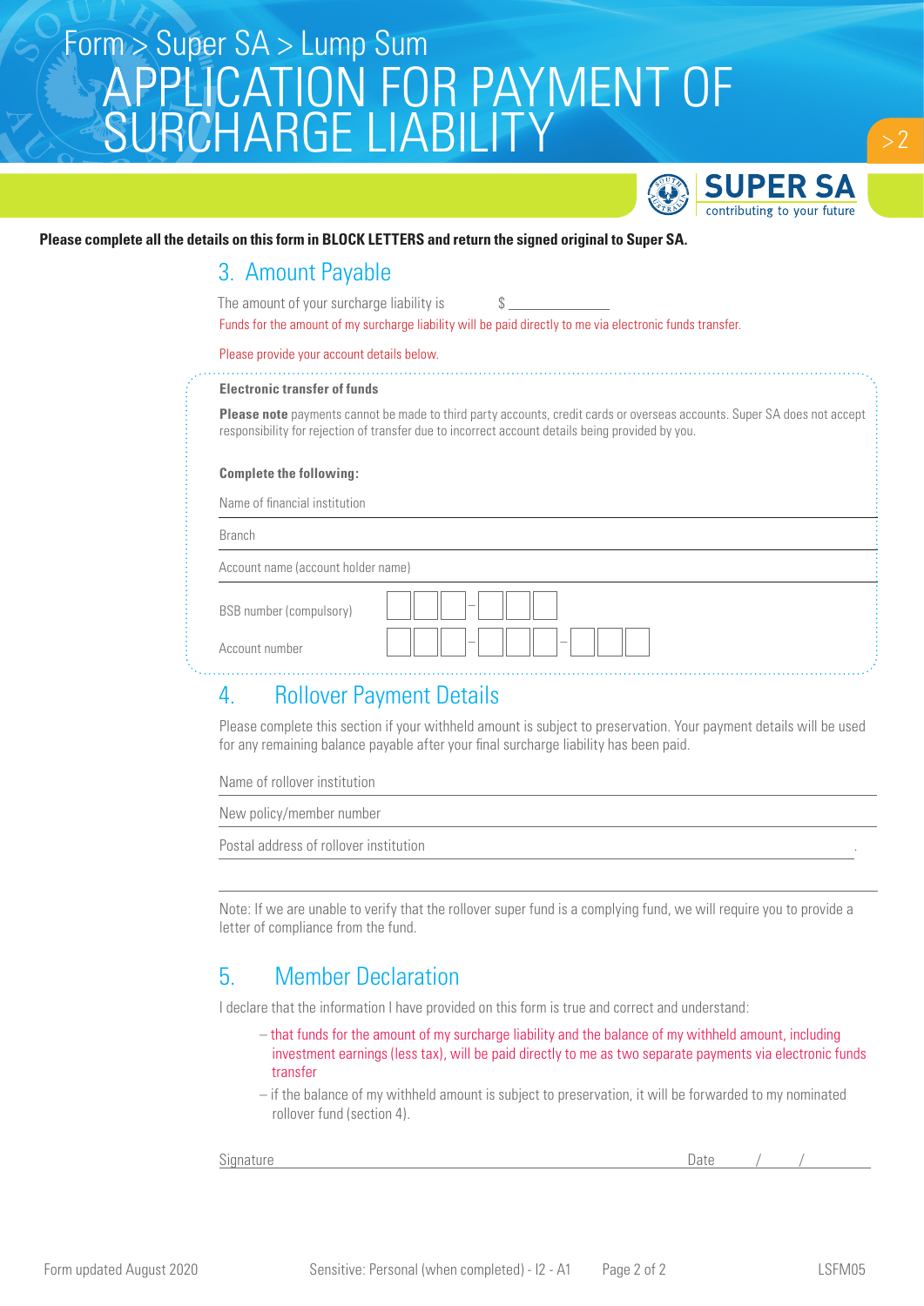Form > Super SA > Lump Sum

# APPLICATION FOR PAYMENT OF SURCHARGE LIABILITY

**Please complete all the details on this form in BLOCK LETTERS and return the signed original to Super SA.**

## 3. Amount Payable

The amount of your surcharge liability is $ ____________

Funds for the amount of my surcharge liability will be paid directly to me via electronic funds transfer.

Please provide your account details below.

**Electronic transfer of funds**

**Please note** payments cannot be made to third party accounts, credit cards or overseas accounts. Super SA does not accept responsibility for rejection of transfer due to incorrect account details being provided by you.

**Complete the following:**

Name of financial institution

Branch

Account name (account holder name)

BSB number (compulsory) ☐☐☐ – ☐☐☐

Account number ☐☐☐ – ☐☐☐ – ☐☐☐

## 4. Rollover Payment Details

Please complete this section if your withheld amount is subject to preservation. Your payment details will be used for any remaining balance payable after your final surcharge liability has been paid.

Name of rollover institution

New policy/member number

Postal address of rollover institution

Note: If we are unable to verify that the rollover super fund is a complying fund, we will require you to provide a letter of compliance from the fund.

## 5. Member Declaration

I declare that the information I have provided on this form is true and correct and understand:

- that funds for the amount of my surcharge liability and the balance of my withheld amount, including investment earnings (less tax), will be paid directly to me as two separate payments via electronic funds transfer
- if the balance of my withheld amount is subject to preservation, it will be forwarded to my nominated rollover fund (section 4).

Signature ____________________ Date ___ / ___ / ___

Form updated August 2020 | Sensitive: Personal (when completed) - I2 - A1 | LSFM05